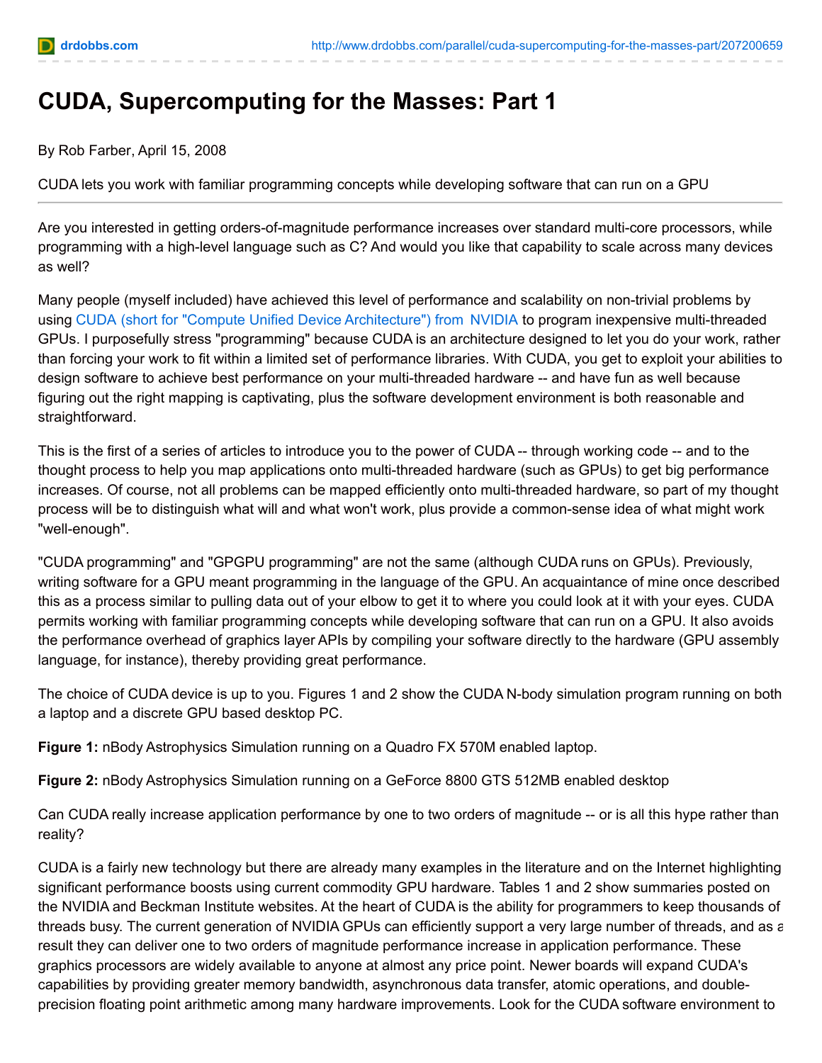# CUDA, Supercomputing for the Masses: Part 1

By Rob Farber, April 15, 2008

CUDA lets you work with familiar programming concepts while developing software that can run on a GPU

---

Are you interested in getting orders-of-magnitude performance increases over standard multi-core processors, while programming with a high-level language such as C? And would you like that capability to scale across many devices as well?

Many people (myself included) have achieved this level of performance and scalability on non-trivial problems by using CUDA (short for "Compute Unified Device Architecture") from NVIDIA to program inexpensive multi-threaded GPUs. I purposefully stress "programming" because CUDA is an architecture designed to let you do your work, rather than forcing your work to fit within a limited set of performance libraries. With CUDA, you get to exploit your abilities to design software to achieve best performance on your multi-threaded hardware -- and have fun as well because figuring out the right mapping is captivating, plus the software development environment is both reasonable and straightforward.

This is the first of a series of articles to introduce you to the power of CUDA -- through working code -- and to the thought process to help you map applications onto multi-threaded hardware (such as GPUs) to get big performance increases. Of course, not all problems can be mapped efficiently onto multi-threaded hardware, so part of my thought process will be to distinguish what will and what won't work, plus provide a common-sense idea of what might work "well-enough".

"CUDA programming" and "GPGPU programming" are not the same (although CUDA runs on GPUs). Previously, writing software for a GPU meant programming in the language of the GPU. An acquaintance of mine once described this as a process similar to pulling data out of your elbow to get it to where you could look at it with your eyes. CUDA permits working with familiar programming concepts while developing software that can run on a GPU. It also avoids the performance overhead of graphics layer APIs by compiling your software directly to the hardware (GPU assembly language, for instance), thereby providing great performance.

The choice of CUDA device is up to you. Figures 1 and 2 show the CUDA N-body simulation program running on both a laptop and a discrete GPU based desktop PC.

**Figure 1:** nBody Astrophysics Simulation running on a Quadro FX 570M enabled laptop.

**Figure 2:** nBody Astrophysics Simulation running on a GeForce 8800 GTS 512MB enabled desktop

Can CUDA really increase application performance by one to two orders of magnitude -- or is all this hype rather than reality?

CUDA is a fairly new technology but there are already many examples in the literature and on the Internet highlighting significant performance boosts using current commodity GPU hardware. Tables 1 and 2 show summaries posted on the NVIDIA and Beckman Institute websites. At the heart of CUDA is the ability for programmers to keep thousands of threads busy. The current generation of NVIDIA GPUs can efficiently support a very large number of threads, and as a result they can deliver one to two orders of magnitude performance increase in application performance. These graphics processors are widely available to anyone at almost any price point. Newer boards will expand CUDA's capabilities by providing greater memory bandwidth, asynchronous data transfer, atomic operations, and double-precision floating point arithmetic among many hardware improvements. Look for the CUDA software environment to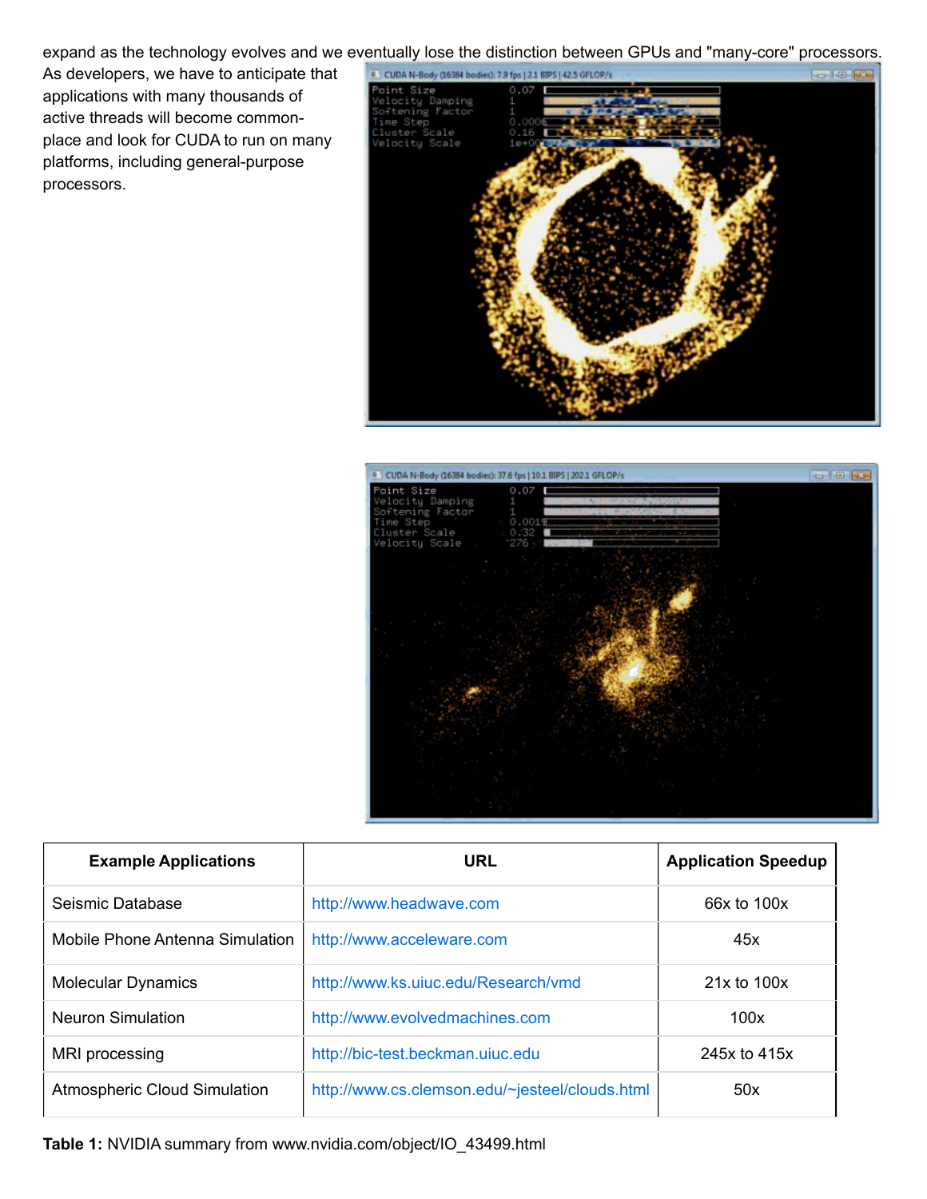expand as the technology evolves and we eventually lose the distinction between GPUs and "many-core" processors. As developers, we have to anticipate that applications with many thousands of active threads will become common-place and look for CUDA to run on many platforms, including general-purpose processors.

| Example Applications | URL | Application Speedup |
| --- | --- | --- |
| Seismic Database | http://www.headwave.com | 66x to 100x |
| Mobile Phone Antenna Simulation | http://www.acceleware.com | 45x |
| Molecular Dynamics | http://www.ks.uiuc.edu/Research/vmd | 21x to 100x |
| Neuron Simulation | http://www.evolvedmachines.com | 100x |
| MRI processing | http://bic-test.beckman.uiuc.edu | 245x to 415x |
| Atmospheric Cloud Simulation | http://www.cs.clemson.edu/~jesteel/clouds.html | 50x |

**Table 1:** NVIDIA summary from www.nvidia.com/object/IO_43499.html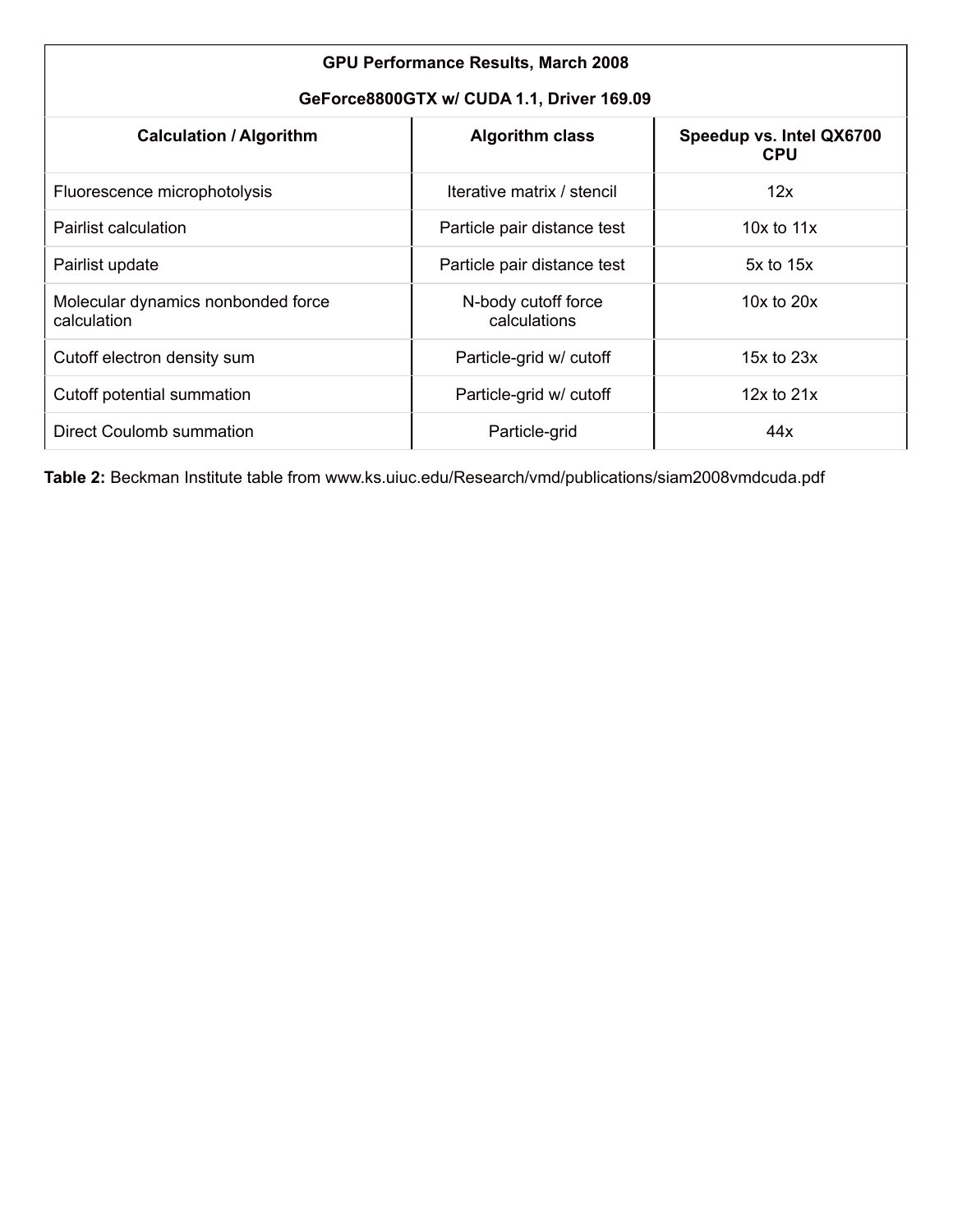| GPU Performance Results, March 2008<br><br>GeForce8800GTX w/ CUDA 1.1, Driver 169.09 | | |
|---|---|---|
| **Calculation / Algorithm** | **Algorithm class** | **Speedup vs. Intel QX6700 CPU** |
| Fluorescence microphotolysis | Iterative matrix / stencil | 12x |
| Pairlist calculation | Particle pair distance test | 10x to 11x |
| Pairlist update | Particle pair distance test | 5x to 15x |
| Molecular dynamics nonbonded force calculation | N-body cutoff force calculations | 10x to 20x |
| Cutoff electron density sum | Particle-grid w/ cutoff | 15x to 23x |
| Cutoff potential summation | Particle-grid w/ cutoff | 12x to 21x |
| Direct Coulomb summation | Particle-grid | 44x |

**Table 2:** Beckman Institute table from www.ks.uiuc.edu/Research/vmd/publications/siam2008vmdcuda.pdf